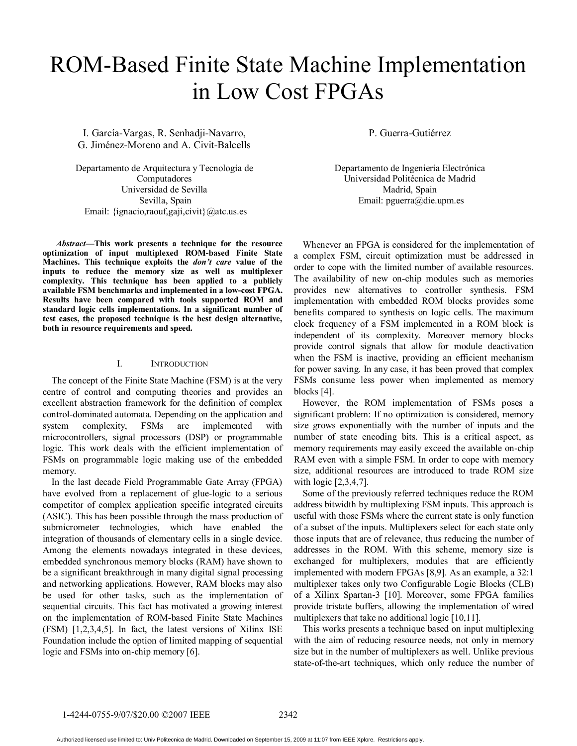# ROM-Based Finite State Machine Implementation in Low Cost FPGAs

I. García-Vargas, R. Senhadji-Navarro, G. Jiménez-Moreno and A. Civit-Balcells

Departamento de Arquitectura y Tecnología de Computadores
Universidad de Sevilla
Sevilla, Spain
Email: {ignacio,raouf,gaji,civit}@atc.us.es

P. Guerra-Gutiérrez

Departamento de Ingeniería Electrónica
Universidad Politécnica de Madrid
Madrid, Spain
Email: pguerra@die.upm.es

***Abstract*—This work presents a technique for the resource optimization of input multiplexed ROM-based Finite State Machines. This technique exploits the *don't care* value of the inputs to reduce the memory size as well as multiplexer complexity. This technique has been applied to a publicly available FSM benchmarks and implemented in a low-cost FPGA. Results have been compared with tools supported ROM and standard logic cells implementations. In a significant number of test cases, the proposed technique is the best design alternative, both in resource requirements and speed.**

## I. Introduction

The concept of the Finite State Machine (FSM) is at the very centre of control and computing theories and provides an excellent abstraction framework for the definition of complex control-dominated automata. Depending on the application and system complexity, FSMs are implemented with microcontrollers, signal processors (DSP) or programmable logic. This work deals with the efficient implementation of FSMs on programmable logic making use of the embedded memory.

In the last decade Field Programmable Gate Array (FPGA) have evolved from a replacement of glue-logic to a serious competitor of complex application specific integrated circuits (ASIC). This has been possible through the mass production of submicrometer technologies, which have enabled the integration of thousands of elementary cells in a single device. Among the elements nowadays integrated in these devices, embedded synchronous memory blocks (RAM) have shown to be a significant breakthrough in many digital signal processing and networking applications. However, RAM blocks may also be used for other tasks, such as the implementation of sequential circuits. This fact has motivated a growing interest on the implementation of ROM-based Finite State Machines (FSM) [1,2,3,4,5]. In fact, the latest versions of Xilinx ISE Foundation include the option of limited mapping of sequential logic and FSMs into on-chip memory [6].

Whenever an FPGA is considered for the implementation of a complex FSM, circuit optimization must be addressed in order to cope with the limited number of available resources. The availability of new on-chip modules such as memories provides new alternatives to controller synthesis. FSM implementation with embedded ROM blocks provides some benefits compared to synthesis on logic cells. The maximum clock frequency of a FSM implemented in a ROM block is independent of its complexity. Moreover memory blocks provide control signals that allow for module deactivation when the FSM is inactive, providing an efficient mechanism for power saving. In any case, it has been proved that complex FSMs consume less power when implemented as memory blocks [4].

However, the ROM implementation of FSMs poses a significant problem: If no optimization is considered, memory size grows exponentially with the number of inputs and the number of state encoding bits. This is a critical aspect, as memory requirements may easily exceed the available on-chip RAM even with a simple FSM. In order to cope with memory size, additional resources are introduced to trade ROM size with logic [2,3,4,7].

Some of the previously referred techniques reduce the ROM address bitwidth by multiplexing FSM inputs. This approach is useful with those FSMs where the current state is only function of a subset of the inputs. Multiplexers select for each state only those inputs that are of relevance, thus reducing the number of addresses in the ROM. With this scheme, memory size is exchanged for multiplexers, modules that are efficiently implemented with modern FPGAs [8,9]. As an example, a 32:1 multiplexer takes only two Configurable Logic Blocks (CLB) of a Xilinx Spartan-3 [10]. Moreover, some FPGA families provide tristate buffers, allowing the implementation of wired multiplexers that take no additional logic [10,11].

This works presents a technique based on input multiplexing with the aim of reducing resource needs, not only in memory size but in the number of multiplexers as well. Unlike previous state-of-the-art techniques, which only reduce the number of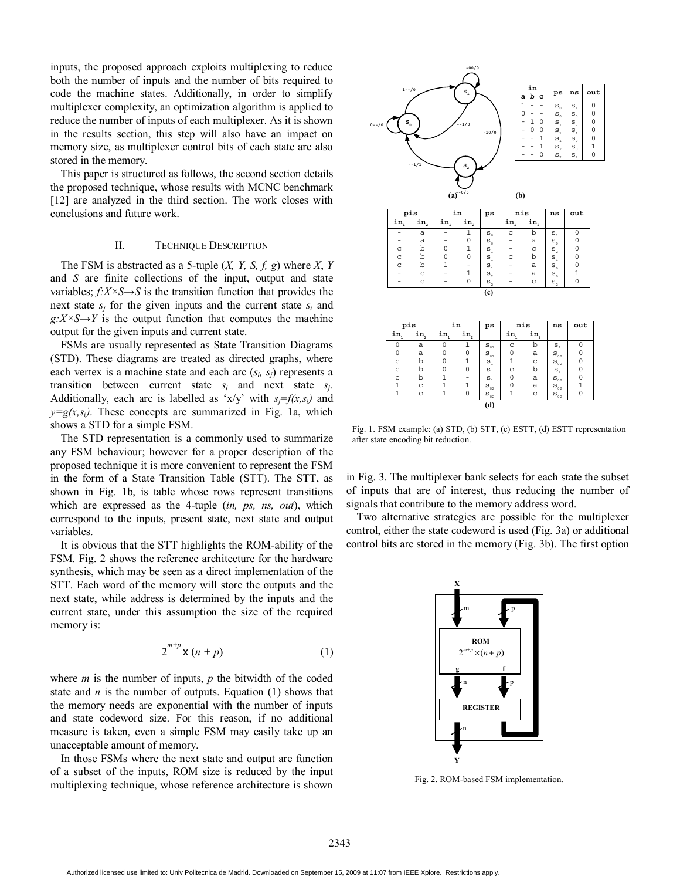inputs, the proposed approach exploits multiplexing to reduce both the number of inputs and the number of bits required to code the machine states. Additionally, in order to simplify multiplexer complexity, an optimization algorithm is applied to reduce the number of inputs of each multiplexer. As it is shown in the results section, this step will also have an impact on memory size, as multiplexer control bits of each state are also stored in the memory.

This paper is structured as follows, the second section details the proposed technique, whose results with MCNC benchmark [12] are analyzed in the third section. The work closes with conclusions and future work.

## II. Technique Description

The FSM is abstracted as a 5-tuple $(X, Y, S, f, g)$ where $X$, $Y$ and $S$ are finite collections of the input, output and state variables; $f$:$X\times S\rightarrow S$ is the transition function that provides the next state $s_j$ for the given inputs and the current state $s_i$ and $g$:$X\times S\rightarrow Y$ is the output function that computes the machine output for the given inputs and current state.

FSMs are usually represented as State Transition Diagrams (STD). These diagrams are treated as directed graphs, where each vertex is a machine state and each arc $(s_i, s_j)$ represents a transition between current state $s_i$ and next state $s_j$. Additionally, each arc is labelled as 'x/y' with $s_j=f(x,s_i)$ and $y=g(x,s_i)$. These concepts are summarized in Fig. 1a, which shows a STD for a simple FSM.

The STD representation is a commonly used to summarize any FSM behaviour; however for a proper description of the proposed technique it is more convenient to represent the FSM in the form of a State Transition Table (STT). The STT, as shown in Fig. 1b, is table whose rows represent transitions which are expressed as the 4-tuple (*in, ps, ns, out*), which correspond to the inputs, present state, next state and output variables.

It is obvious that the STT highlights the ROM-ability of the FSM. Fig. 2 shows the reference architecture for the hardware synthesis, which may be seen as a direct implementation of the STT. Each word of the memory will store the outputs and the next state, while address is determined by the inputs and the current state, under this assumption the size of the required memory is:

$$2^{m+p} \times (n + p) \tag{1}$$

where $m$ is the number of inputs, $p$ the bitwidth of the coded state and $n$ is the number of outputs. Equation (1) shows that the memory needs are exponential with the number of inputs and state codeword size. For this reason, if no additional measure is taken, even a simple FSM may easily take up an unacceptable amount of memory.

In those FSMs where the next state and output are function of a subset of the inputs, ROM size is reduced by the input multiplexing technique, whose reference architecture is shown in Fig. 3. The multiplexer bank selects for each state the subset of inputs that are of interest, thus reducing the number of signals that contribute to the memory address word.

Two alternative strategies are possible for the multiplexer control, either the state codeword is used (Fig. 3a) or additional control bits are stored in the memory (Fig. 3b). The first option

(b)

| in a b c | ps | ns | out |
|---|---|---|---|
| 1 - - | $s_0$ | $s_1$ | 0 |
| 0 - - | $s_0$ | $s_0$ | 0 |
| - 1 0 | $s_1$ | $s_2$ | 0 |
| - 0 0 | $s_1$ | $s_1$ | 0 |
| - - 1 | $s_1$ | $s_0$ | 0 |
| - - 1 | $s_2$ | $s_0$ | 1 |
| - - 0 | $s_2$ | $s_2$ | 0 |

(c)

| pis | | in | | ps | nis | | ns | out |
|---|---|---|---|---|---|---|---|---|
| $in_1$ | $in_2$ | $in_1$ | $in_2$ | | $in_1$ | $in_2$ | | |
| - | a | - | 1 | $s_0$ | c | b | $s_1$ | 0 |
| - | a | - | 0 | $s_0$ | - | a | $s_0$ | 0 |
| c | b | 0 | 1 | $s_1$ | - | c | $s_2$ | 0 |
| c | b | 0 | 0 | $s_1$ | c | b | $s_1$ | 0 |
| c | b | 1 | - | $s_1$ | - | a | $s_0$ | 0 |
| - | c | - | 1 | $s_2$ | - | a | $s_0$ | 1 |
| - | c | - | 0 | $s_2$ | - | c | $s_2$ | 0 |

(d)

| pis | | in | | ps | nis | | ns | out |
|---|---|---|---|---|---|---|---|---|
| $in_1$ | $in_2$ | $in_1$ | $in_2$ | | $in_1$ | $in_2$ | | |
| 0 | a | 0 | 1 | $s_{02}$ | c | b | $s_1$ | 0 |
| 0 | a | 0 | 0 | $s_{02}$ | 0 | a | $s_{02}$ | 0 |
| c | b | 0 | 1 | $s_1$ | 1 | c | $s_{02}$ | 0 |
| c | b | 0 | 0 | $s_1$ | c | b | $s_1$ | 0 |
| c | b | 1 | - | $s_1$ | 0 | a | $s_{02}$ | 0 |
| 1 | c | 1 | 1 | $s_{02}$ | 0 | a | $s_{02}$ | 1 |
| 1 | c | 1 | 0 | $s_{02}$ | 1 | c | $s_{02}$ | 0 |

Fig. 1. FSM example: (a) STD, (b) STT, (c) ESTT, (d) ESTT representation after state encoding bit reduction.

Fig. 2. ROM-based FSM implementation.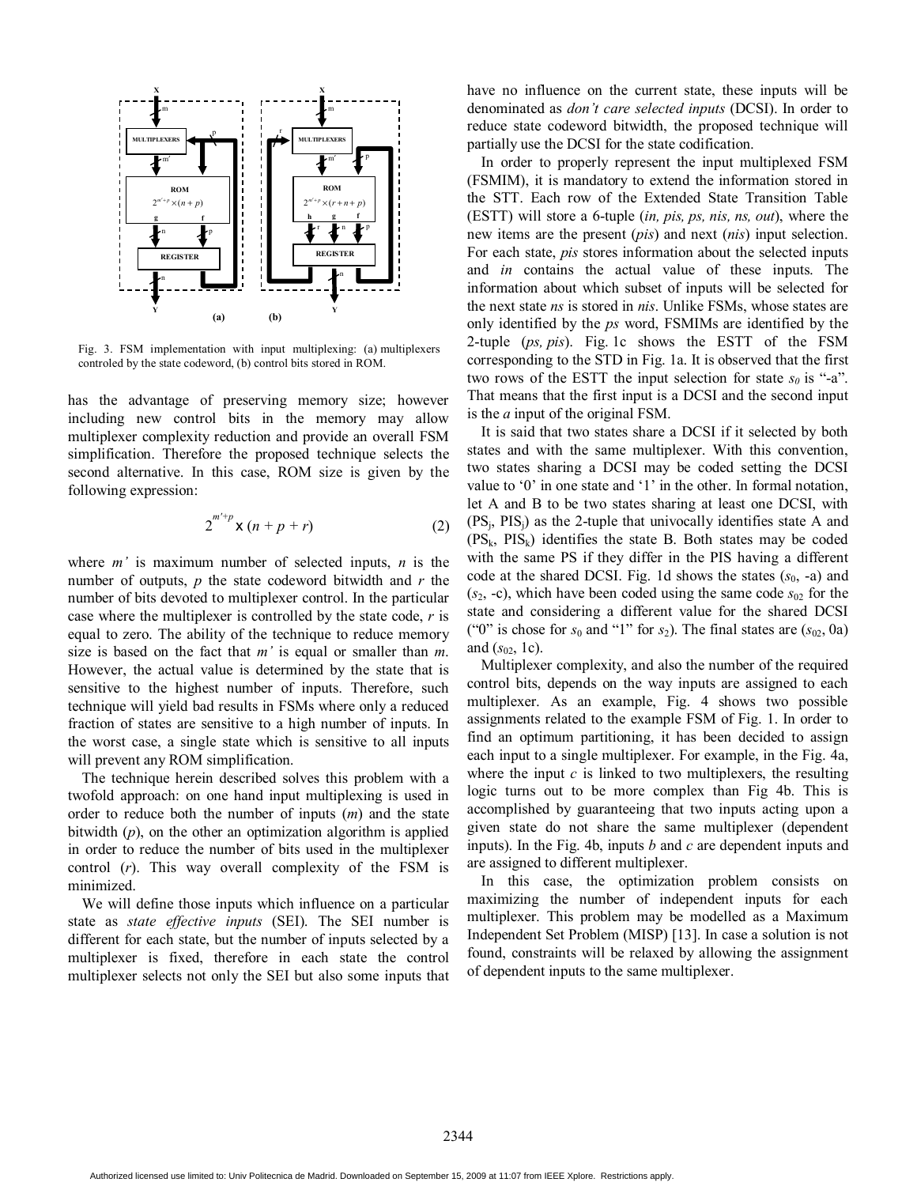X

m

MULTIPLEXERS

p

m'

ROM

$2^{m'+p} \times (n+p)$

g f

n p

REGISTER

n

Y

(a)

X

m

r

MULTIPLEXERS

m'

p

ROM

$2^{m'+p} \times (r+n+p)$

h g f

r n p

REGISTER

n

Y

(b)

Fig. 3. FSM implementation with input multiplexing: (a) multiplexers controled by the state codeword, (b) control bits stored in ROM.

has the advantage of preserving memory size; however including new control bits in the memory may allow multiplexer complexity reduction and provide an overall FSM simplification. Therefore the proposed technique selects the second alternative. In this case, ROM size is given by the following expression:

$$2^{m'+p} \times (n + p + r) \tag{2}$$

where $m'$ is maximum number of selected inputs, $n$ is the number of outputs, $p$ the state codeword bitwidth and $r$ the number of bits devoted to multiplexer control. In the particular case where the multiplexer is controlled by the state code, $r$ is equal to zero. The ability of the technique to reduce memory size is based on the fact that $m'$ is equal or smaller than $m$. However, the actual value is determined by the state that is sensitive to the highest number of inputs. Therefore, such technique will yield bad results in FSMs where only a reduced fraction of states are sensitive to a high number of inputs. In the worst case, a single state which is sensitive to all inputs will prevent any ROM simplification.

The technique herein described solves this problem with a twofold approach: on one hand input multiplexing is used in order to reduce both the number of inputs ($m$) and the state bitwidth ($p$), on the other an optimization algorithm is applied in order to reduce the number of bits used in the multiplexer control ($r$). This way overall complexity of the FSM is minimized.

We will define those inputs which influence on a particular state as *state effective inputs* (SEI). The SEI number is different for each state, but the number of inputs selected by a multiplexer is fixed, therefore in each state the control multiplexer selects not only the SEI but also some inputs that have no influence on the current state, these inputs will be denominated as *don't care selected inputs* (DCSI). In order to reduce state codeword bitwidth, the proposed technique will partially use the DCSI for the state codification.

In order to properly represent the input multiplexed FSM (FSMIM), it is mandatory to extend the information stored in the STT. Each row of the Extended State Transition Table (ESTT) will store a 6-tuple (*in, pis, ps, nis, ns, out*), where the new items are the present (*pis*) and next (*nis*) input selection. For each state, *pis* stores information about the selected inputs and *in* contains the actual value of these inputs. The information about which subset of inputs will be selected for the next state *ns* is stored in *nis*. Unlike FSMs, whose states are only identified by the *ps* word, FSMIMs are identified by the 2-tuple (*ps, pis*). Fig. 1c shows the ESTT of the FSM corresponding to the STD in Fig. 1a. It is observed that the first two rows of the ESTT the input selection for state $s_0$ is "-a". That means that the first input is a DCSI and the second input is the *a* input of the original FSM.

It is said that two states share a DCSI if it selected by both states and with the same multiplexer. With this convention, two states sharing a DCSI may be coded setting the DCSI value to '0' in one state and '1' in the other. In formal notation, let A and B to be two states sharing at least one DCSI, with ($PS_j$, $PIS_j$) as the 2-tuple that univocally identifies state A and ($PS_k$, $PIS_k$) identifies the state B. Both states may be coded with the same PS if they differ in the PIS having a different code at the shared DCSI. Fig. 1d shows the states ($s_0$, -a) and ($s_2$, -c), which have been coded using the same code $s_{02}$ for the state and considering a different value for the shared DCSI ("0" is chose for $s_0$ and "1" for $s_2$). The final states are ($s_{02}$, 0a) and ($s_{02}$, 1c).

Multiplexer complexity, and also the number of the required control bits, depends on the way inputs are assigned to each multiplexer. As an example, Fig. 4 shows two possible assignments related to the example FSM of Fig. 1. In order to find an optimum partitioning, it has been decided to assign each input to a single multiplexer. For example, in the Fig. 4a, where the input *c* is linked to two multiplexers, the resulting logic turns out to be more complex than Fig 4b. This is accomplished by guaranteeing that two inputs acting upon a given state do not share the same multiplexer (dependent inputs). In the Fig. 4b, inputs *b* and *c* are dependent inputs and are assigned to different multiplexer.

In this case, the optimization problem consists on maximizing the number of independent inputs for each multiplexer. This problem may be modelled as a Maximum Independent Set Problem (MISP) [13]. In case a solution is not found, constraints will be relaxed by allowing the assignment of dependent inputs to the same multiplexer.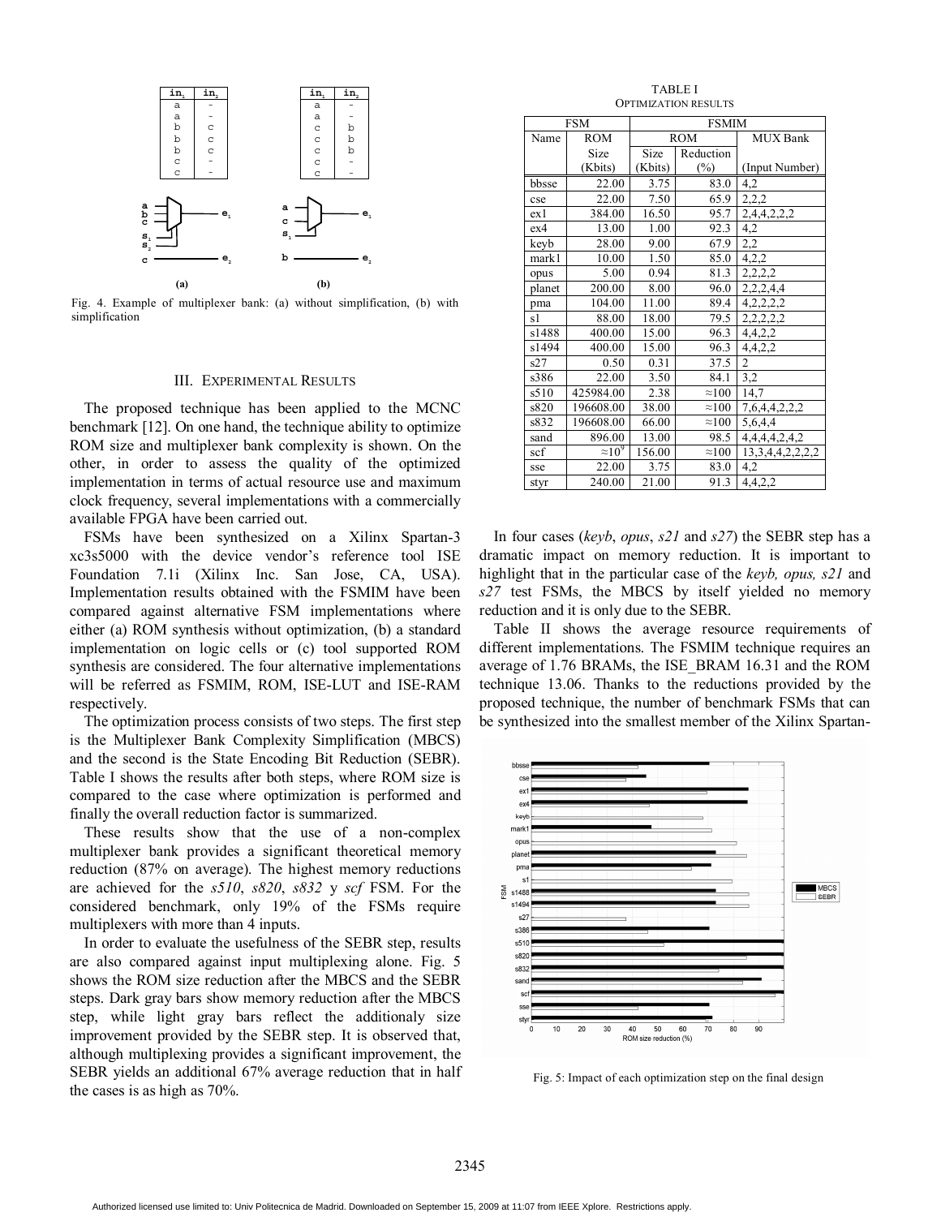Fig. 4. Example of multiplexer bank: (a) without simplification, (b) with simplification

## III. Experimental Results

The proposed technique has been applied to the MCNC benchmark [12]. On one hand, the technique ability to optimize ROM size and multiplexer bank complexity is shown. On the other, in order to assess the quality of the optimized implementation in terms of actual resource use and maximum clock frequency, several implementations with a commercially available FPGA have been carried out.

FSMs have been synthesized on a Xilinx Spartan-3 xc3s5000 with the device vendor's reference tool ISE Foundation 7.1i (Xilinx Inc. San Jose, CA, USA). Implementation results obtained with the FSMIM have been compared against alternative FSM implementations where either (a) ROM synthesis without optimization, (b) a standard implementation on logic cells or (c) tool supported ROM synthesis are considered. The four alternative implementations will be referred as FSMIM, ROM, ISE-LUT and ISE-RAM respectively.

The optimization process consists of two steps. The first step is the Multiplexer Bank Complexity Simplification (MBCS) and the second is the State Encoding Bit Reduction (SEBR). Table I shows the results after both steps, where ROM size is compared to the case where optimization is performed and finally the overall reduction factor is summarized.

These results show that the use of a non-complex multiplexer bank provides a significant theoretical memory reduction (87% on average). The highest memory reductions are achieved for the *s510*, *s820*, *s832* y *scf* FSM. For the considered benchmark, only 19% of the FSMs require multiplexers with more than 4 inputs.

In order to evaluate the usefulness of the SEBR step, results are also compared against input multiplexing alone. Fig. 5 shows the ROM size reduction after the MBCS and the SEBR steps. Dark gray bars show memory reduction after the MBCS step, while light gray bars reflect the additionaly size improvement provided by the SEBR step. It is observed that, although multiplexing provides a significant improvement, the SEBR yields an additional 67% average reduction that in half the cases is as high as 70%.

TABLE I
Optimization results

| FSM | | FSMIM | | |
|---|---|---|---|---|
| Name | ROM Size (Kbits) | ROM Size (Kbits) | ROM Reduction (%) | MUX Bank (Input Number) |
| bbsse | 22.00 | 3.75 | 83.0 | 4,2 |
| cse | 22.00 | 7.50 | 65.9 | 2,2,2 |
| ex1 | 384.00 | 16.50 | 95.7 | 2,4,4,2,2,2 |
| ex4 | 13.00 | 1.00 | 92.3 | 4,2 |
| keyb | 28.00 | 9.00 | 67.9 | 2,2 |
| mark1 | 10.00 | 1.50 | 85.0 | 4,2,2 |
| opus | 5.00 | 0.94 | 81.3 | 2,2,2,2 |
| planet | 200.00 | 8.00 | 96.0 | 2,2,2,4,4 |
| pma | 104.00 | 11.00 | 89.4 | 4,2,2,2,2 |
| s1 | 88.00 | 18.00 | 79.5 | 2,2,2,2,2 |
| s1488 | 400.00 | 15.00 | 96.3 | 4,4,2,2 |
| s1494 | 400.00 | 15.00 | 96.3 | 4,4,2,2 |
| s27 | 0.50 | 0.31 | 37.5 | 2 |
| s386 | 22.00 | 3.50 | 84.1 | 3,2 |
| s510 | 425984.00 | 2.38 | ≈100 | 14,7 |
| s820 | 196608.00 | 38.00 | ≈100 | 7,6,4,4,2,2,2 |
| s832 | 196608.00 | 66.00 | ≈100 | 5,6,4,4 |
| sand | 896.00 | 13.00 | 98.5 | 4,4,4,4,2,4,2 |
| scf | $\approx 10^9$ | 156.00 | ≈100 | 13,3,4,4,2,2,2,2 |
| sse | 22.00 | 3.75 | 83.0 | 4,2 |
| styr | 240.00 | 21.00 | 91.3 | 4,4,2,2 |

In four cases (*keyb*, *opus*, *s21* and *s27*) the SEBR step has a dramatic impact on memory reduction. It is important to highlight that in the particular case of the *keyb, opus, s21* and *s27* test FSMs, the MBCS by itself yielded no memory reduction and it is only due to the SEBR.

Table II shows the average resource requirements of different implementations. The FSMIM technique requires an average of 1.76 BRAMs, the ISE_BRAM 16.31 and the ROM technique 13.06. Thanks to the reductions provided by the proposed technique, the number of benchmark FSMs that can be synthesized into the smallest member of the Xilinx Spartan-

Fig. 5: Impact of each optimization step on the final design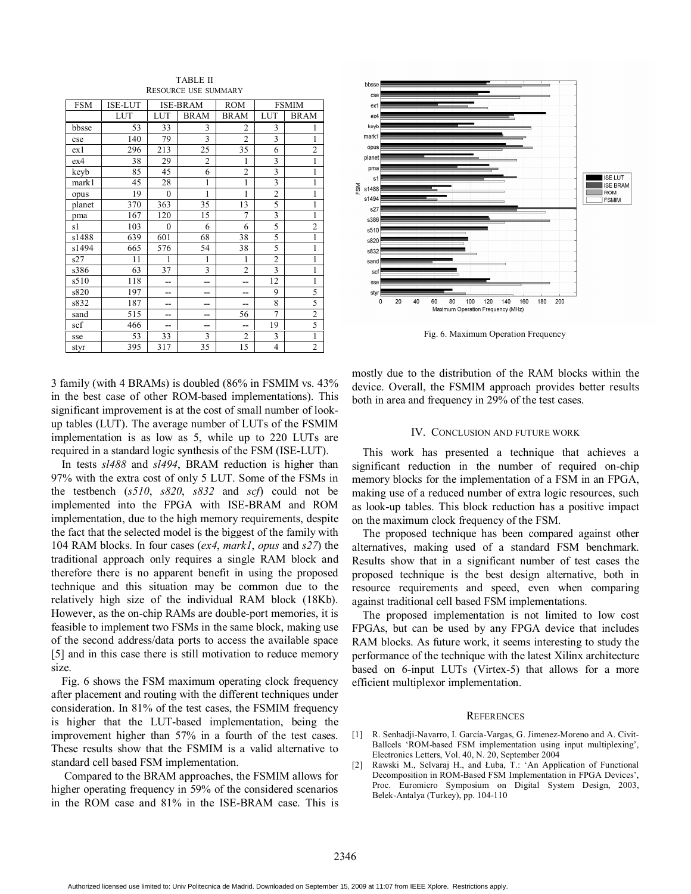TABLE II
RESOURCE USE SUMMARY

| FSM | ISE-LUT | ISE-BRAM | | ROM | FSMIM | |
|---|---|---|---|---|---|---|
| | LUT | LUT | BRAM | BRAM | LUT | BRAM |
| bbsse | 53 | 33 | 3 | 2 | 3 | 1 |
| cse | 140 | 79 | 3 | 2 | 3 | 1 |
| ex1 | 296 | 213 | 25 | 35 | 6 | 2 |
| ex4 | 38 | 29 | 2 | 1 | 3 | 1 |
| keyb | 85 | 45 | 6 | 2 | 3 | 1 |
| mark1 | 45 | 28 | 1 | 1 | 3 | 1 |
| opus | 19 | 0 | 1 | 1 | 2 | 1 |
| planet | 370 | 363 | 35 | 13 | 5 | 1 |
| pma | 167 | 120 | 15 | 7 | 3 | 1 |
| s1 | 103 | 0 | 6 | 6 | 5 | 2 |
| s1488 | 639 | 601 | 68 | 38 | 5 | 1 |
| s1494 | 665 | 576 | 54 | 38 | 5 | 1 |
| s27 | 11 | 1 | 1 | 1 | 2 | 1 |
| s386 | 63 | 37 | 3 | 2 | 3 | 1 |
| s510 | 118 | -- | -- | -- | 12 | 1 |
| s820 | 197 | -- | -- | -- | 9 | 5 |
| s832 | 187 | -- | -- | -- | 8 | 5 |
| sand | 515 | -- | -- | 56 | 7 | 2 |
| scf | 466 | -- | -- | -- | 19 | 5 |
| sse | 53 | 33 | 3 | 2 | 3 | 1 |
| styr | 395 | 317 | 35 | 15 | 4 | 2 |

Fig. 6. Maximum Operation Frequency

3 family (with 4 BRAMs) is doubled (86% in FSMIM vs. 43% in the best case of other ROM-based implementations). This significant improvement is at the cost of small number of look-up tables (LUT). The average number of LUTs of the FSMIM implementation is as low as 5, while up to 220 LUTs are required in a standard logic synthesis of the FSM (ISE-LUT).

In tests *sl488* and *sl494*, BRAM reduction is higher than 97% with the extra cost of only 5 LUT. Some of the FSMs in the testbench (*s510*, *s820*, *s832* and *scf*) could not be implemented into the FPGA with ISE-BRAM and ROM implementation, due to the high memory requirements, despite the fact that the selected model is the biggest of the family with 104 RAM blocks. In four cases (*ex4*, *mark1*, *opus* and *s27*) the traditional approach only requires a single RAM block and therefore there is no apparent benefit in using the proposed technique and this situation may be common due to the relatively high size of the individual RAM block (18Kb). However, as the on-chip RAMs are double-port memories, it is feasible to implement two FSMs in the same block, making use of the second address/data ports to access the available space [5] and in this case there is still motivation to reduce memory size.

Fig. 6 shows the FSM maximum operating clock frequency after placement and routing with the different techniques under consideration. In 81% of the test cases, the FSMIM frequency is higher that the LUT-based implementation, being the improvement higher than 57% in a fourth of the test cases. These results show that the FSMIM is a valid alternative to standard cell based FSM implementation.

Compared to the BRAM approaches, the FSMIM allows for higher operating frequency in 59% of the considered scenarios in the ROM case and 81% in the ISE-BRAM case. This is mostly due to the distribution of the RAM blocks within the device. Overall, the FSMIM approach provides better results both in area and frequency in 29% of the test cases.

## IV. CONCLUSION AND FUTURE WORK

This work has presented a technique that achieves a significant reduction in the number of required on-chip memory blocks for the implementation of a FSM in an FPGA, making use of a reduced number of extra logic resources, such as look-up tables. This block reduction has a positive impact on the maximum clock frequency of the FSM.

The proposed technique has been compared against other alternatives, making used of a standard FSM benchmark. Results show that in a significant number of test cases the proposed technique is the best design alternative, both in resource requirements and speed, even when comparing against traditional cell based FSM implementations.

The proposed implementation is not limited to low cost FPGAs, but can be used by any FPGA device that includes RAM blocks. As future work, it seems interesting to study the performance of the technique with the latest Xilinx architecture based on 6-input LUTs (Virtex-5) that allows for a more efficient multiplexor implementation.

## REFERENCES

[1] R. Senhadji-Navarro, I. García-Vargas, G. Jimenez-Moreno and A. Civit-Ballcels 'ROM-based FSM implementation using input multiplexing', Electronics Letters, Vol. 40, N. 20, September 2004

[2] Rawski M., Selvaraj H., and Łuba, T.: 'An Application of Functional Decomposition in ROM-Based FSM Implementation in FPGA Devices', Proc. Euromicro Symposium on Digital System Design, 2003, Belek-Antalya (Turkey), pp. 104-110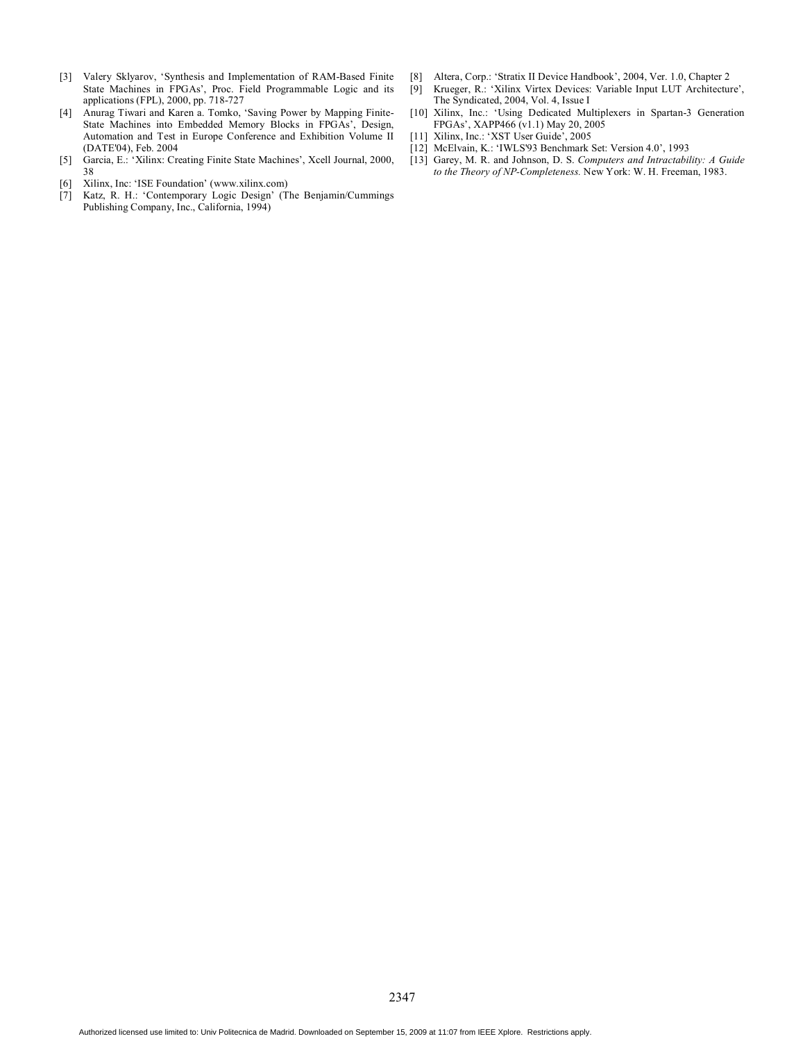[3] Valery Sklyarov, 'Synthesis and Implementation of RAM-Based Finite State Machines in FPGAs', Proc. Field Programmable Logic and its applications (FPL), 2000, pp. 718-727

[4] Anurag Tiwari and Karen a. Tomko, 'Saving Power by Mapping Finite-State Machines into Embedded Memory Blocks in FPGAs', Design, Automation and Test in Europe Conference and Exhibition Volume II (DATE'04), Feb. 2004

[5] Garcia, E.: 'Xilinx: Creating Finite State Machines', Xcell Journal, 2000, 38

[6] Xilinx, Inc: 'ISE Foundation' (www.xilinx.com)

[7] Katz, R. H.: 'Contemporary Logic Design' (The Benjamin/Cummings Publishing Company, Inc., California, 1994)

[8] Altera, Corp.: 'Stratix II Device Handbook', 2004, Ver. 1.0, Chapter 2

[9] Krueger, R.: 'Xilinx Virtex Devices: Variable Input LUT Architecture', The Syndicated, 2004, Vol. 4, Issue I

[10] Xilinx, Inc.: 'Using Dedicated Multiplexers in Spartan-3 Generation FPGAs', XAPP466 (v1.1) May 20, 2005

[11] Xilinx, Inc.: 'XST User Guide', 2005

[12] McElvain, K.: 'IWLS'93 Benchmark Set: Version 4.0', 1993

[13] Garey, M. R. and Johnson, D. S. *Computers and Intractability: A Guide to the Theory of NP-Completeness.* New York: W. H. Freeman, 1983.

Authorized licensed use limited to: Univ Politecnica de Madrid. Downloaded on September 15, 2009 at 11:07 from IEEE Xplore. Restrictions apply.